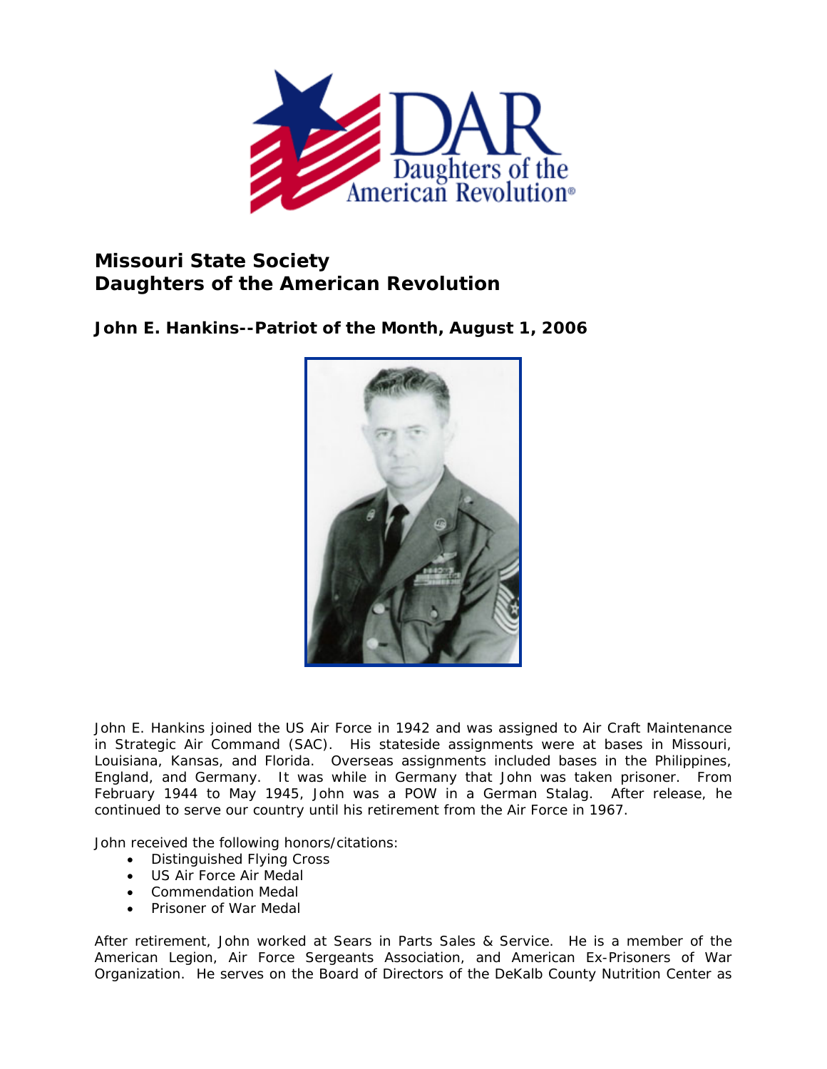# Missouri State Society
# Daughters of the American Revolution

## John E. Hankins--Patriot of the Month, August 1, 2006

John E. Hankins joined the US Air Force in 1942 and was assigned to Air Craft Maintenance in Strategic Air Command (SAC). His stateside assignments were at bases in Missouri, Louisiana, Kansas, and Florida. Overseas assignments included bases in the Philippines, England, and Germany. It was while in Germany that John was taken prisoner. From February 1944 to May 1945, John was a POW in a German Stalag. After release, he continued to serve our country until his retirement from the Air Force in 1967.

John received the following honors/citations:

- Distinguished Flying Cross
- US Air Force Air Medal
- Commendation Medal
- Prisoner of War Medal

After retirement, John worked at Sears in Parts Sales & Service. He is a member of the American Legion, Air Force Sergeants Association, and American Ex-Prisoners of War Organization. He serves on the Board of Directors of the DeKalb County Nutrition Center as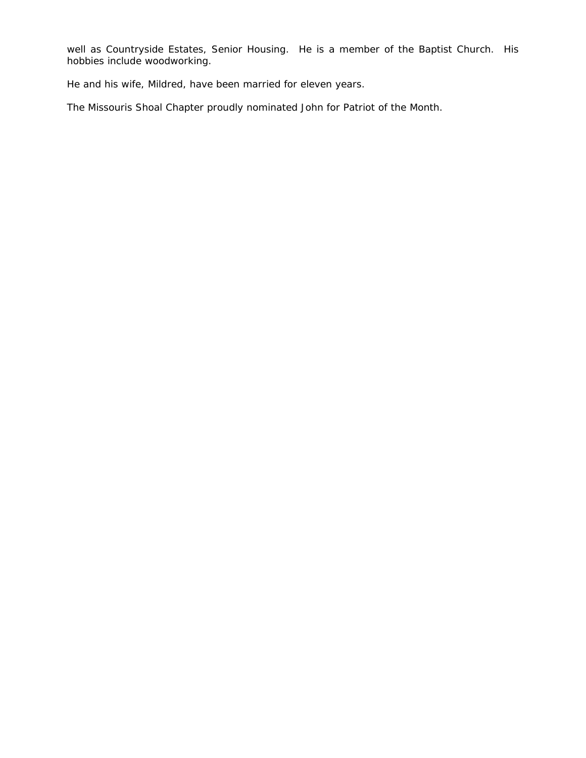well as Countryside Estates, Senior Housing. He is a member of the Baptist Church. His hobbies include woodworking.

He and his wife, Mildred, have been married for eleven years.

The Missouris Shoal Chapter proudly nominated John for Patriot of the Month.